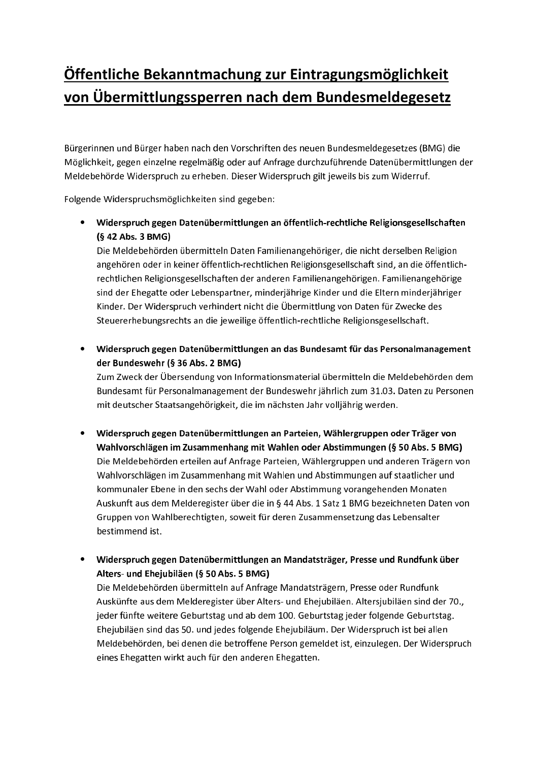# Öffentliche Bekanntmachung zur Eintragungsmöglichkeit von Übermittlungssperren nach dem Bundesmeldegesetz

Bürgerinnen und Bürger haben nach den Vorschriften des neuen Bundesmeldegesetzes (BMG) die Möglichkeit, gegen einzelne regelmäßig oder auf Anfrage durchzuführende Datenübermittlungen der Meldebehörde Widerspruch zu erheben. Dieser Widerspruch gilt jeweils bis zum Widerruf.

Folgende Widerspruchsmöglichkeiten sind gegeben:

- **Widerspruch gegen Datenübermittlungen an öffentlich-rechtliche Religionsgesellschaften (§ 42 Abs. 3 BMG)**
  Die Meldebehörden übermitteln Daten Familienangehöriger, die nicht derselben Religion angehören oder in keiner öffentlich-rechtlichen Religionsgesellschaft sind, an die öffentlich-rechtlichen Religionsgesellschaften der anderen Familienangehörigen. Familienangehörige sind der Ehegatte oder Lebenspartner, minderjährige Kinder und die Eltern minderjähriger Kinder. Der Widerspruch verhindert nicht die Übermittlung von Daten für Zwecke des Steuererhebungsrechts an die jeweilige öffentlich-rechtliche Religionsgesellschaft.

- **Widerspruch gegen Datenübermittlungen an das Bundesamt für das Personalmanagement der Bundeswehr (§ 36 Abs. 2 BMG)**
  Zum Zweck der Übersendung von Informationsmaterial übermitteln die Meldebehörden dem Bundesamt für Personalmanagement der Bundeswehr jährlich zum 31.03. Daten zu Personen mit deutscher Staatsangehörigkeit, die im nächsten Jahr volljährig werden.

- **Widerspruch gegen Datenübermittlungen an Parteien, Wählergruppen oder Träger von Wahlvorschlägen im Zusammenhang mit Wahlen oder Abstimmungen (§ 50 Abs. 5 BMG)**
  Die Meldebehörden erteilen auf Anfrage Parteien, Wählergruppen und anderen Trägern von Wahlvorschlägen im Zusammenhang mit Wahlen und Abstimmungen auf staatlicher und kommunaler Ebene in den sechs der Wahl oder Abstimmung vorangehenden Monaten Auskunft aus dem Melderegister über die in § 44 Abs. 1 Satz 1 BMG bezeichneten Daten von Gruppen von Wahlberechtigten, soweit für deren Zusammensetzung das Lebensalter bestimmend ist.

- **Widerspruch gegen Datenübermittlungen an Mandatsträger, Presse und Rundfunk über Alters- und Ehejubiläen (§ 50 Abs. 5 BMG)**
  Die Meldebehörden übermitteln auf Anfrage Mandatsträgern, Presse oder Rundfunk Auskünfte aus dem Melderegister über Alters- und Ehejubiläen. Altersjubiläen sind der 70., jeder fünfte weitere Geburtstag und ab dem 100. Geburtstag jeder folgende Geburtstag. Ehejubiläen sind das 50. und jedes folgende Ehejubiläum. Der Widerspruch ist bei allen Meldebehörden, bei denen die betroffene Person gemeldet ist, einzulegen. Der Widerspruch eines Ehegatten wirkt auch für den anderen Ehegatten.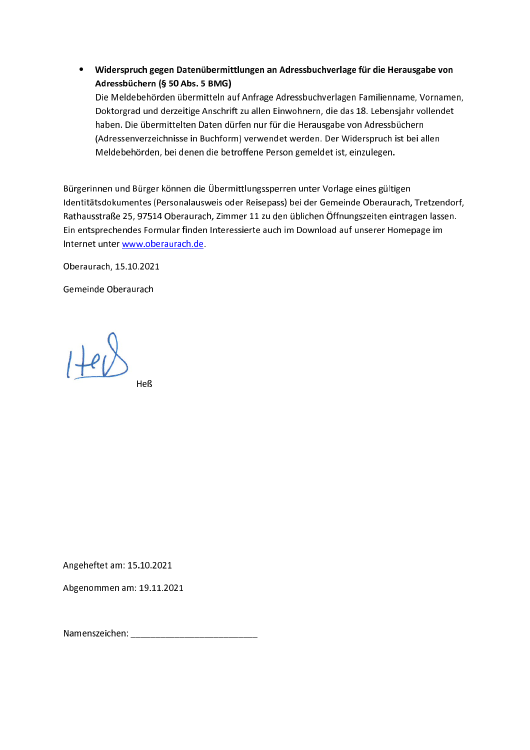- **Widerspruch gegen Datenübermittlungen an Adressbuchverlage für die Herausgabe von Adressbüchern (§ 50 Abs. 5 BMG)**
  Die Meldebehörden übermitteln auf Anfrage Adressbuchverlagen Familienname, Vornamen, Doktorgrad und derzeitige Anschrift zu allen Einwohnern, die das 18. Lebensjahr vollendet haben. Die übermittelten Daten dürfen nur für die Herausgabe von Adressbüchern (Adressenverzeichnisse in Buchform) verwendet werden. Der Widerspruch ist bei allen Meldebehörden, bei denen die betroffene Person gemeldet ist, einzulegen.

Bürgerinnen und Bürger können die Übermittlungssperren unter Vorlage eines gültigen Identitätsdokumentes (Personalausweis oder Reisepass) bei der Gemeinde Oberaurach, Tretzendorf, Rathausstraße 25, 97514 Oberaurach, Zimmer 11 zu den üblichen Öffnungszeiten eintragen lassen. Ein entsprechendes Formular finden Interessierte auch im Download auf unserer Homepage im Internet unter www.oberaurach.de.

Oberaurach, 15.10.2021

Gemeinde Oberaurach

Heß

Heß

Angeheftet am: 15.10.2021

Abgenommen am: 19.11.2021

Namenszeichen: ___________________________